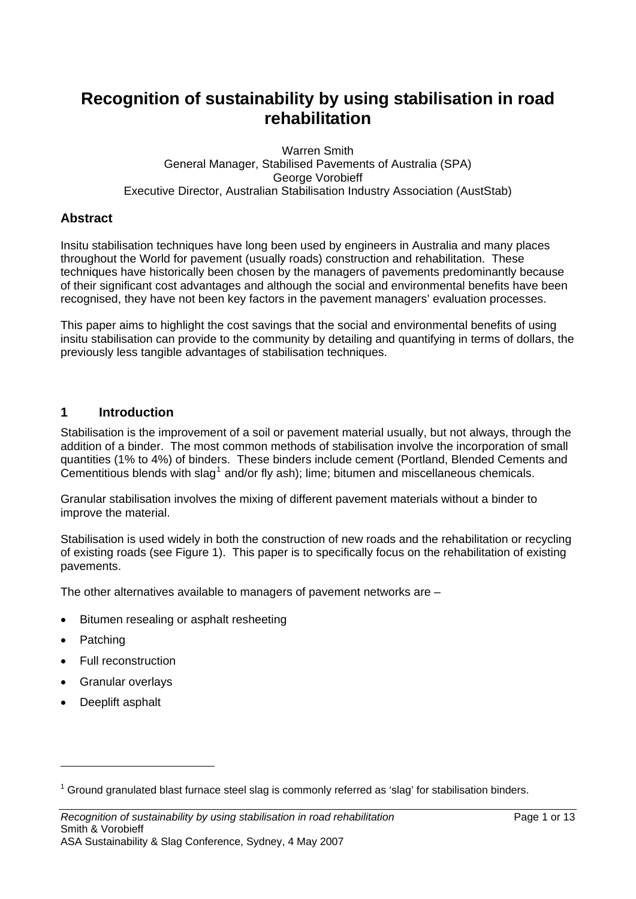# Recognition of sustainability by using stabilisation in road rehabilitation

Warren Smith
General Manager, Stabilised Pavements of Australia (SPA)
George Vorobieff
Executive Director, Australian Stabilisation Industry Association (AustStab)

## Abstract

Insitu stabilisation techniques have long been used by engineers in Australia and many places throughout the World for pavement (usually roads) construction and rehabilitation. These techniques have historically been chosen by the managers of pavements predominantly because of their significant cost advantages and although the social and environmental benefits have been recognised, they have not been key factors in the pavement managers' evaluation processes.

This paper aims to highlight the cost savings that the social and environmental benefits of using insitu stabilisation can provide to the community by detailing and quantifying in terms of dollars, the previously less tangible advantages of stabilisation techniques.

## 1 Introduction

Stabilisation is the improvement of a soil or pavement material usually, but not always, through the addition of a binder. The most common methods of stabilisation involve the incorporation of small quantities (1% to 4%) of binders. These binders include cement (Portland, Blended Cements and Cementitious blends with slag[1] and/or fly ash); lime; bitumen and miscellaneous chemicals.

Granular stabilisation involves the mixing of different pavement materials without a binder to improve the material.

Stabilisation is used widely in both the construction of new roads and the rehabilitation or recycling of existing roads (see Figure 1). This paper is to specifically focus on the rehabilitation of existing pavements.

The other alternatives available to managers of pavement networks are –

- Bitumen resealing or asphalt resheeting
- Patching
- Full reconstruction
- Granular overlays
- Deeplift asphalt

[1] Ground granulated blast furnace steel slag is commonly referred as 'slag' for stabilisation binders.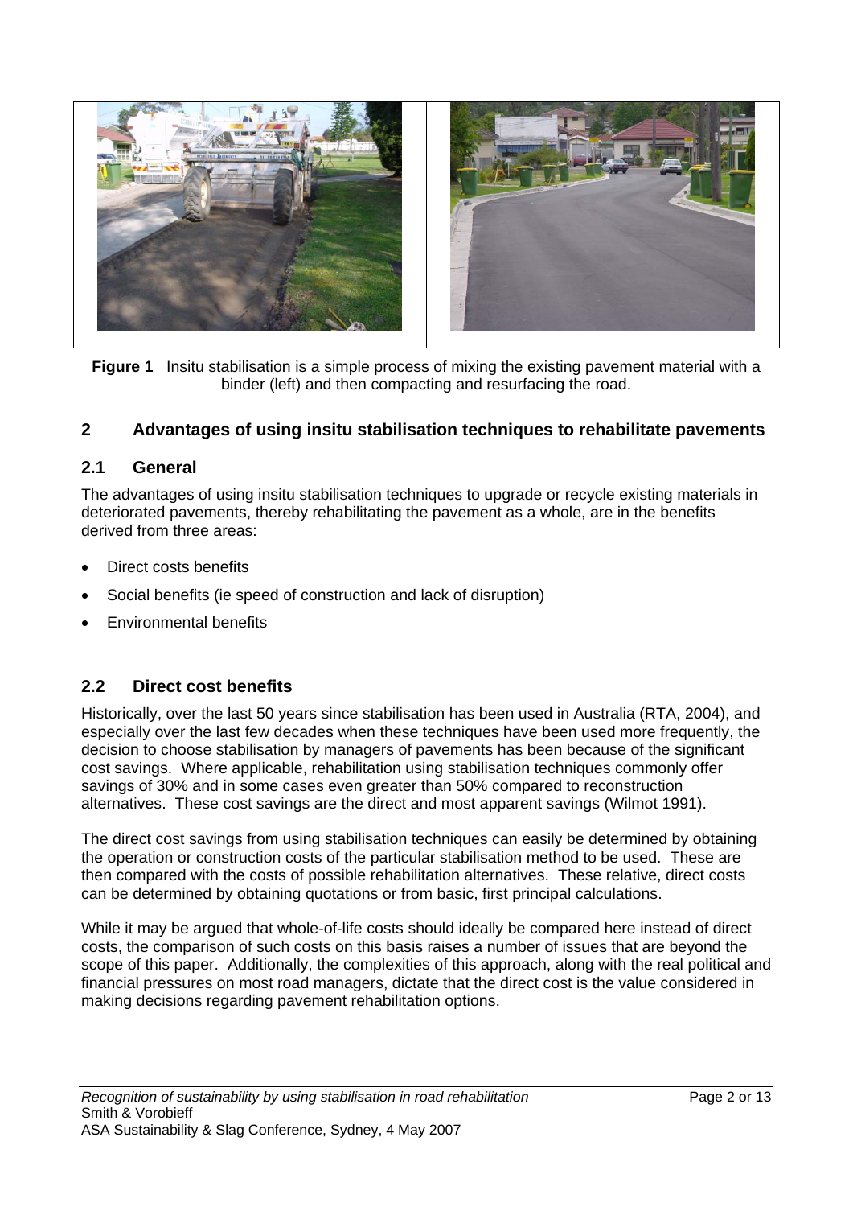**Figure 1** Insitu stabilisation is a simple process of mixing the existing pavement material with a binder (left) and then compacting and resurfacing the road.

## 2 Advantages of using insitu stabilisation techniques to rehabilitate pavements

### 2.1 General

The advantages of using insitu stabilisation techniques to upgrade or recycle existing materials in deteriorated pavements, thereby rehabilitating the pavement as a whole, are in the benefits derived from three areas:

- Direct costs benefits
- Social benefits (ie speed of construction and lack of disruption)
- Environmental benefits

### 2.2 Direct cost benefits

Historically, over the last 50 years since stabilisation has been used in Australia (RTA, 2004), and especially over the last few decades when these techniques have been used more frequently, the decision to choose stabilisation by managers of pavements has been because of the significant cost savings. Where applicable, rehabilitation using stabilisation techniques commonly offer savings of 30% and in some cases even greater than 50% compared to reconstruction alternatives. These cost savings are the direct and most apparent savings (Wilmot 1991).

The direct cost savings from using stabilisation techniques can easily be determined by obtaining the operation or construction costs of the particular stabilisation method to be used. These are then compared with the costs of possible rehabilitation alternatives. These relative, direct costs can be determined by obtaining quotations or from basic, first principal calculations.

While it may be argued that whole-of-life costs should ideally be compared here instead of direct costs, the comparison of such costs on this basis raises a number of issues that are beyond the scope of this paper. Additionally, the complexities of this approach, along with the real political and financial pressures on most road managers, dictate that the direct cost is the value considered in making decisions regarding pavement rehabilitation options.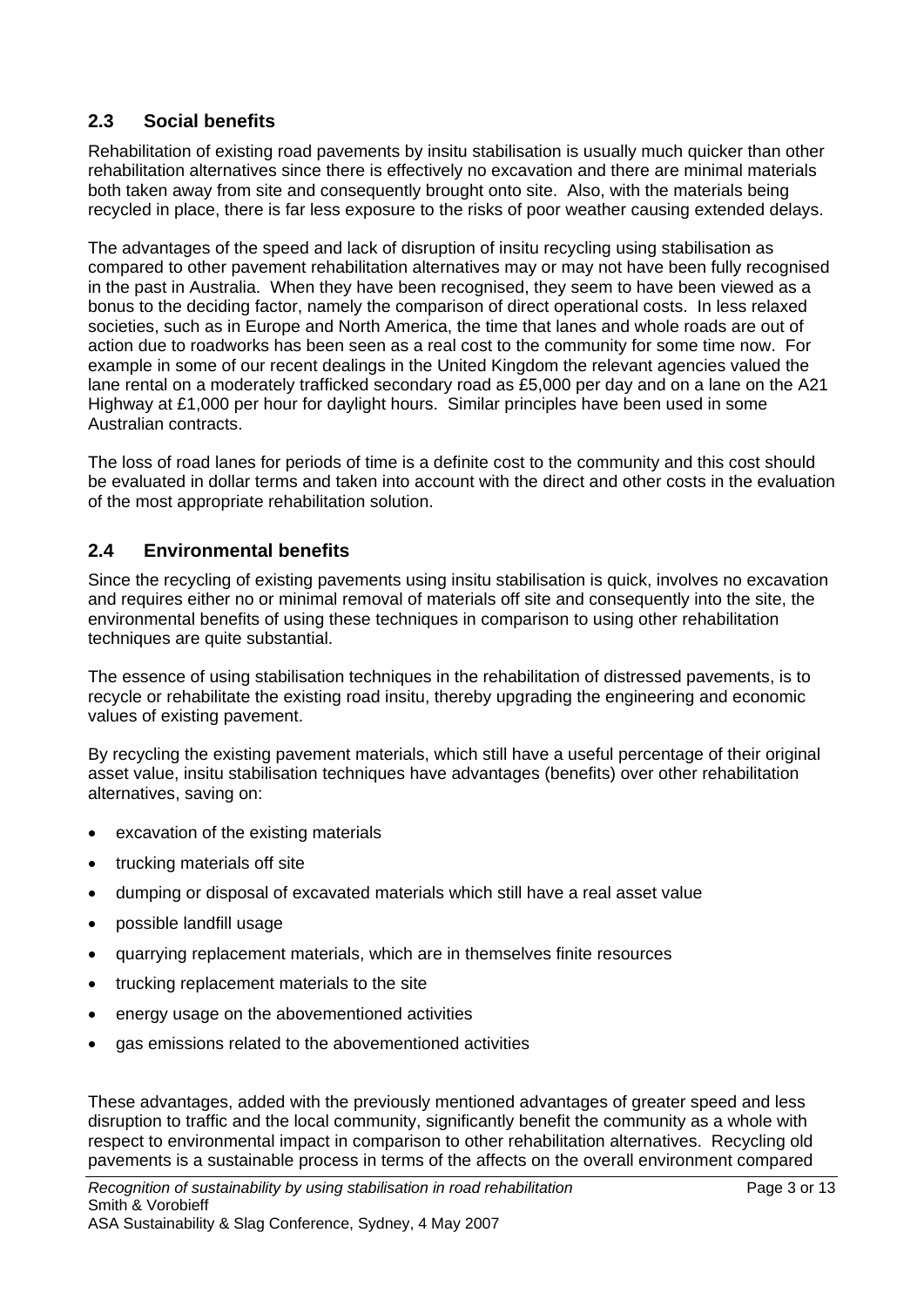## 2.3 Social benefits

Rehabilitation of existing road pavements by insitu stabilisation is usually much quicker than other rehabilitation alternatives since there is effectively no excavation and there are minimal materials both taken away from site and consequently brought onto site. Also, with the materials being recycled in place, there is far less exposure to the risks of poor weather causing extended delays.

The advantages of the speed and lack of disruption of insitu recycling using stabilisation as compared to other pavement rehabilitation alternatives may or may not have been fully recognised in the past in Australia. When they have been recognised, they seem to have been viewed as a bonus to the deciding factor, namely the comparison of direct operational costs. In less relaxed societies, such as in Europe and North America, the time that lanes and whole roads are out of action due to roadworks has been seen as a real cost to the community for some time now. For example in some of our recent dealings in the United Kingdom the relevant agencies valued the lane rental on a moderately trafficked secondary road as £5,000 per day and on a lane on the A21 Highway at £1,000 per hour for daylight hours. Similar principles have been used in some Australian contracts.

The loss of road lanes for periods of time is a definite cost to the community and this cost should be evaluated in dollar terms and taken into account with the direct and other costs in the evaluation of the most appropriate rehabilitation solution.

## 2.4 Environmental benefits

Since the recycling of existing pavements using insitu stabilisation is quick, involves no excavation and requires either no or minimal removal of materials off site and consequently into the site, the environmental benefits of using these techniques in comparison to using other rehabilitation techniques are quite substantial.

The essence of using stabilisation techniques in the rehabilitation of distressed pavements, is to recycle or rehabilitate the existing road insitu, thereby upgrading the engineering and economic values of existing pavement.

By recycling the existing pavement materials, which still have a useful percentage of their original asset value, insitu stabilisation techniques have advantages (benefits) over other rehabilitation alternatives, saving on:

- excavation of the existing materials
- trucking materials off site
- dumping or disposal of excavated materials which still have a real asset value
- possible landfill usage
- quarrying replacement materials, which are in themselves finite resources
- trucking replacement materials to the site
- energy usage on the abovementioned activities
- gas emissions related to the abovementioned activities

These advantages, added with the previously mentioned advantages of greater speed and less disruption to traffic and the local community, significantly benefit the community as a whole with respect to environmental impact in comparison to other rehabilitation alternatives. Recycling old pavements is a sustainable process in terms of the affects on the overall environment compared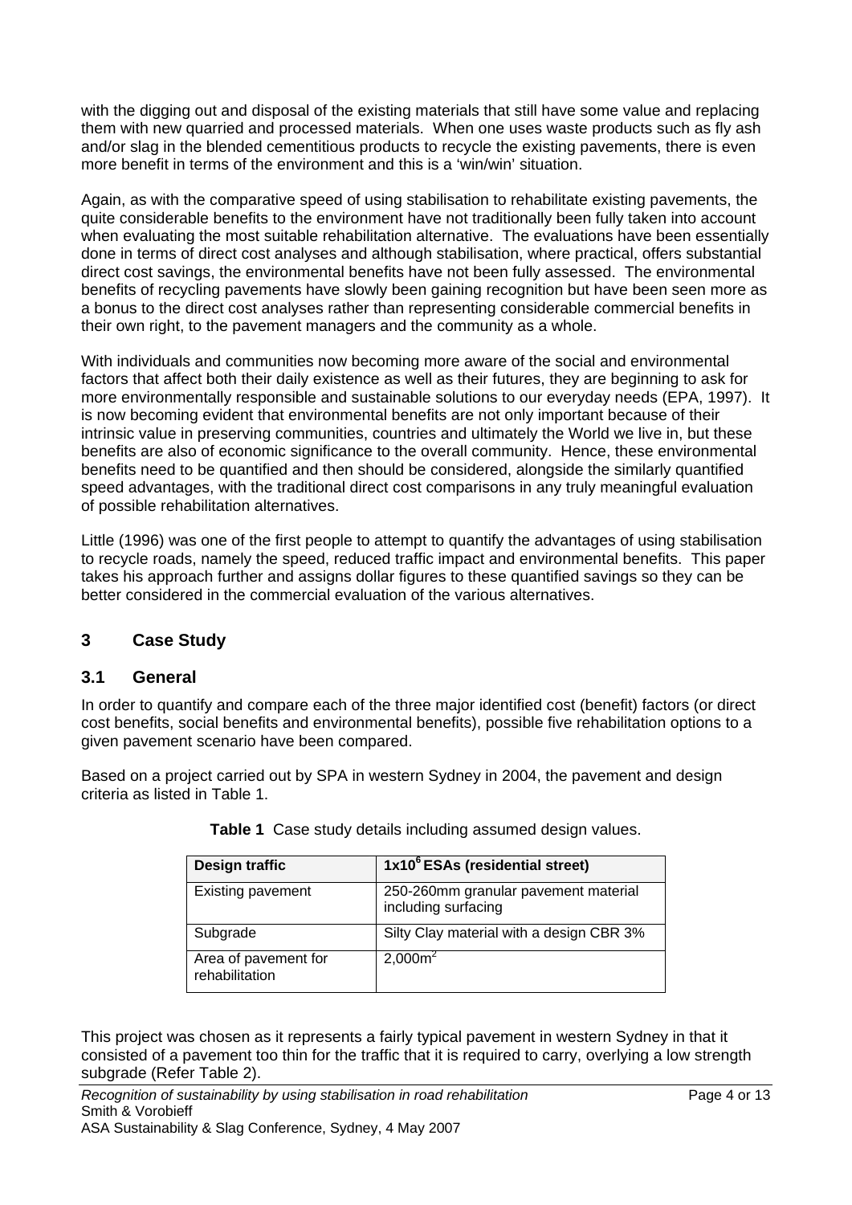with the digging out and disposal of the existing materials that still have some value and replacing them with new quarried and processed materials. When one uses waste products such as fly ash and/or slag in the blended cementitious products to recycle the existing pavements, there is even more benefit in terms of the environment and this is a 'win/win' situation.

Again, as with the comparative speed of using stabilisation to rehabilitate existing pavements, the quite considerable benefits to the environment have not traditionally been fully taken into account when evaluating the most suitable rehabilitation alternative. The evaluations have been essentially done in terms of direct cost analyses and although stabilisation, where practical, offers substantial direct cost savings, the environmental benefits have not been fully assessed. The environmental benefits of recycling pavements have slowly been gaining recognition but have been seen more as a bonus to the direct cost analyses rather than representing considerable commercial benefits in their own right, to the pavement managers and the community as a whole.

With individuals and communities now becoming more aware of the social and environmental factors that affect both their daily existence as well as their futures, they are beginning to ask for more environmentally responsible and sustainable solutions to our everyday needs (EPA, 1997). It is now becoming evident that environmental benefits are not only important because of their intrinsic value in preserving communities, countries and ultimately the World we live in, but these benefits are also of economic significance to the overall community. Hence, these environmental benefits need to be quantified and then should be considered, alongside the similarly quantified speed advantages, with the traditional direct cost comparisons in any truly meaningful evaluation of possible rehabilitation alternatives.

Little (1996) was one of the first people to attempt to quantify the advantages of using stabilisation to recycle roads, namely the speed, reduced traffic impact and environmental benefits. This paper takes his approach further and assigns dollar figures to these quantified savings so they can be better considered in the commercial evaluation of the various alternatives.

## 3 Case Study

### 3.1 General

In order to quantify and compare each of the three major identified cost (benefit) factors (or direct cost benefits, social benefits and environmental benefits), possible five rehabilitation options to a given pavement scenario have been compared.

Based on a project carried out by SPA in western Sydney in 2004, the pavement and design criteria as listed in Table 1.

**Table 1** Case study details including assumed design values.

| **Design traffic** | **$1 \times 10^6$ ESAs (residential street)** |
|---|---|
| Existing pavement | 250-260mm granular pavement material including surfacing |
| Subgrade | Silty Clay material with a design CBR 3% |
| Area of pavement for rehabilitation | $2{,}000\text{m}^2$ |

This project was chosen as it represents a fairly typical pavement in western Sydney in that it consisted of a pavement too thin for the traffic that it is required to carry, overlying a low strength subgrade (Refer Table 2).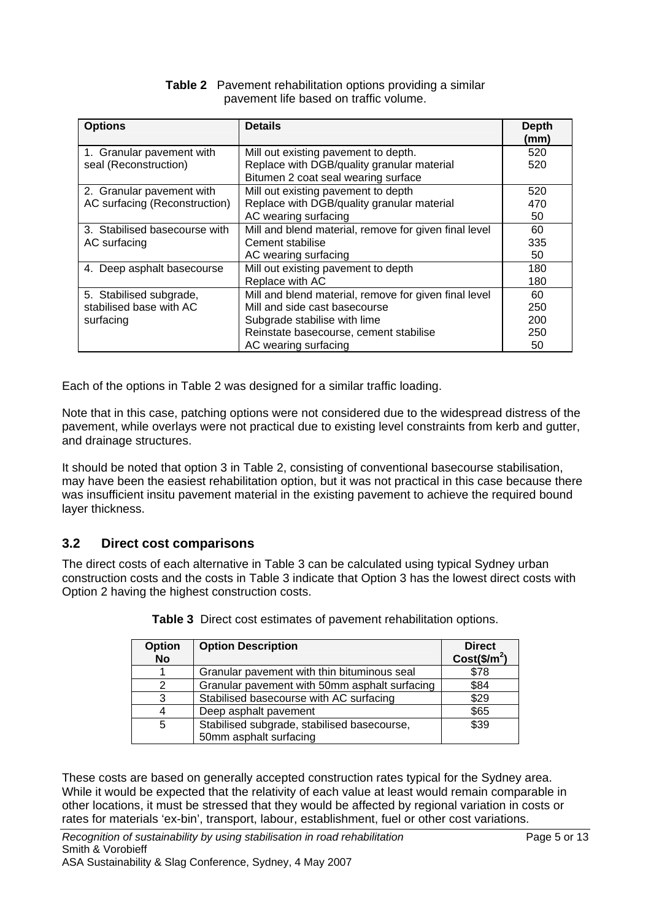**Table 2** Pavement rehabilitation options providing a similar pavement life based on traffic volume.

| Options | Details | Depth (mm) |
|---|---|---|
| 1. Granular pavement with seal (Reconstruction) | Mill out existing pavement to depth.<br>Replace with DGB/quality granular material<br>Bitumen 2 coat seal wearing surface | 520<br>520 |
| 2. Granular pavement with AC surfacing (Reconstruction) | Mill out existing pavement to depth<br>Replace with DGB/quality granular material<br>AC wearing surfacing | 520<br>470<br>50 |
| 3. Stabilised basecourse with AC surfacing | Mill and blend material, remove for given final level<br>Cement stabilise<br>AC wearing surfacing | 60<br>335<br>50 |
| 4. Deep asphalt basecourse | Mill out existing pavement to depth<br>Replace with AC | 180<br>180 |
| 5. Stabilised subgrade, stabilised base with AC surfacing | Mill and blend material, remove for given final level<br>Mill and side cast basecourse<br>Subgrade stabilise with lime<br>Reinstate basecourse, cement stabilise<br>AC wearing surfacing | 60<br>250<br>200<br>250<br>50 |

Each of the options in Table 2 was designed for a similar traffic loading.

Note that in this case, patching options were not considered due to the widespread distress of the pavement, while overlays were not practical due to existing level constraints from kerb and gutter, and drainage structures.

It should be noted that option 3 in Table 2, consisting of conventional basecourse stabilisation, may have been the easiest rehabilitation option, but it was not practical in this case because there was insufficient insitu pavement material in the existing pavement to achieve the required bound layer thickness.

## 3.2 Direct cost comparisons

The direct costs of each alternative in Table 3 can be calculated using typical Sydney urban construction costs and the costs in Table 3 indicate that Option 3 has the lowest direct costs with Option 2 having the highest construction costs.

**Table 3** Direct cost estimates of pavement rehabilitation options.

| Option No | Option Description | Direct Cost($/m$^2$) |
|---|---|---|
| 1 | Granular pavement with thin bituminous seal | $78 |
| 2 | Granular pavement with 50mm asphalt surfacing | $84 |
| 3 | Stabilised basecourse with AC surfacing | $29 |
| 4 | Deep asphalt pavement | $65 |
| 5 | Stabilised subgrade, stabilised basecourse, 50mm asphalt surfacing | $39 |

These costs are based on generally accepted construction rates typical for the Sydney area. While it would be expected that the relativity of each value at least would remain comparable in other locations, it must be stressed that they would be affected by regional variation in costs or rates for materials 'ex-bin', transport, labour, establishment, fuel or other cost variations.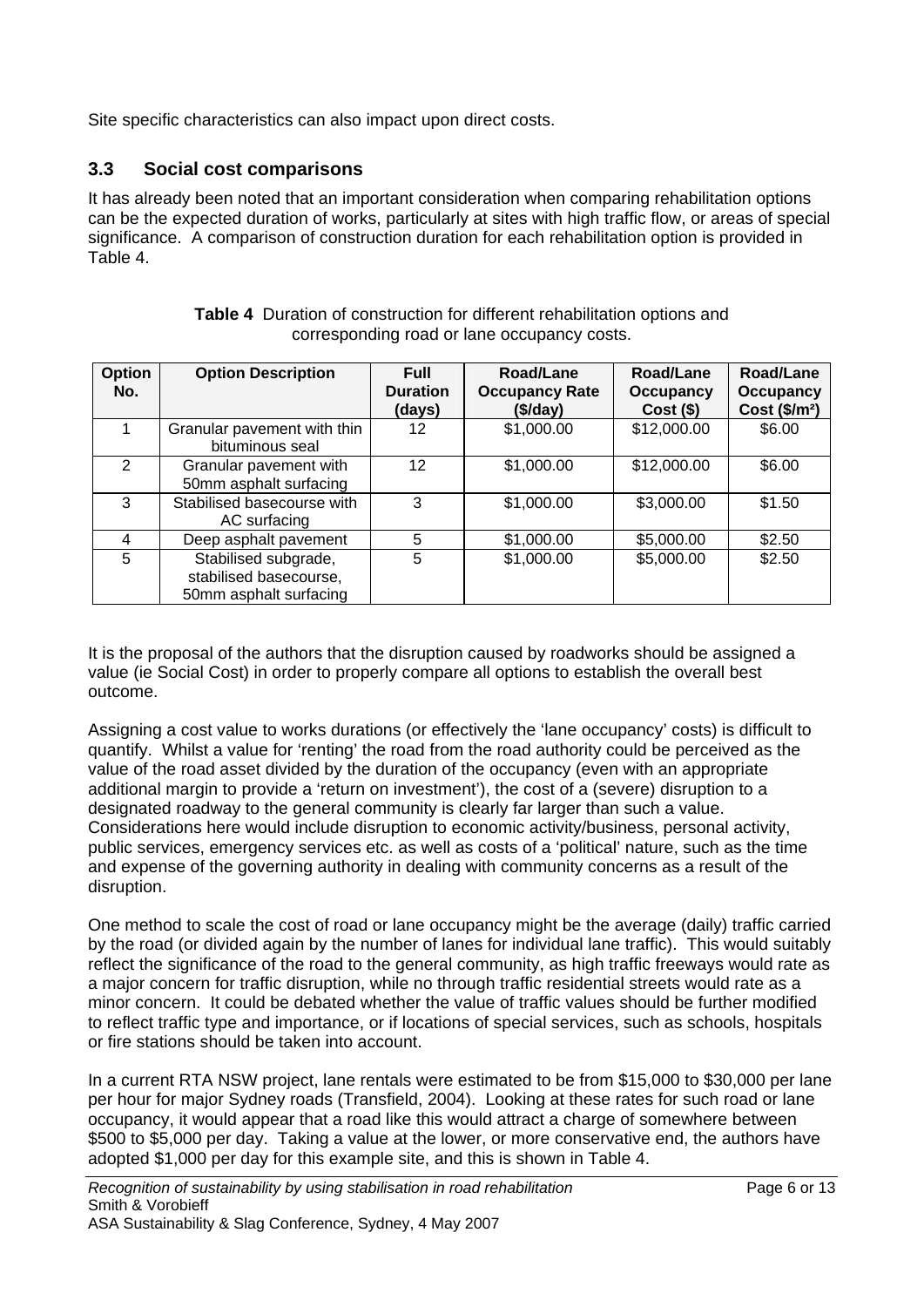Site specific characteristics can also impact upon direct costs.

### 3.3 Social cost comparisons

It has already been noted that an important consideration when comparing rehabilitation options can be the expected duration of works, particularly at sites with high traffic flow, or areas of special significance. A comparison of construction duration for each rehabilitation option is provided in Table 4.

**Table 4** Duration of construction for different rehabilitation options and corresponding road or lane occupancy costs.

| Option No. | Option Description | Full Duration (days) | Road/Lane Occupancy Rate ($/day) | Road/Lane Occupancy Cost ($) | Road/Lane Occupancy Cost ($/m²) |
|---|---|---|---|---|---|
| 1 | Granular pavement with thin bituminous seal | 12 | $1,000.00 | $12,000.00 | $6.00 |
| 2 | Granular pavement with 50mm asphalt surfacing | 12 | $1,000.00 | $12,000.00 | $6.00 |
| 3 | Stabilised basecourse with AC surfacing | 3 | $1,000.00 | $3,000.00 | $1.50 |
| 4 | Deep asphalt pavement | 5 | $1,000.00 | $5,000.00 | $2.50 |
| 5 | Stabilised subgrade, stabilised basecourse, 50mm asphalt surfacing | 5 | $1,000.00 | $5,000.00 | $2.50 |

It is the proposal of the authors that the disruption caused by roadworks should be assigned a value (ie Social Cost) in order to properly compare all options to establish the overall best outcome.

Assigning a cost value to works durations (or effectively the 'lane occupancy' costs) is difficult to quantify. Whilst a value for 'renting' the road from the road authority could be perceived as the value of the road asset divided by the duration of the occupancy (even with an appropriate additional margin to provide a 'return on investment'), the cost of a (severe) disruption to a designated roadway to the general community is clearly far larger than such a value. Considerations here would include disruption to economic activity/business, personal activity, public services, emergency services etc. as well as costs of a 'political' nature, such as the time and expense of the governing authority in dealing with community concerns as a result of the disruption.

One method to scale the cost of road or lane occupancy might be the average (daily) traffic carried by the road (or divided again by the number of lanes for individual lane traffic). This would suitably reflect the significance of the road to the general community, as high traffic freeways would rate as a major concern for traffic disruption, while no through traffic residential streets would rate as a minor concern. It could be debated whether the value of traffic values should be further modified to reflect traffic type and importance, or if locations of special services, such as schools, hospitals or fire stations should be taken into account.

In a current RTA NSW project, lane rentals were estimated to be from $15,000 to $30,000 per lane per hour for major Sydney roads (Transfield, 2004). Looking at these rates for such road or lane occupancy, it would appear that a road like this would attract a charge of somewhere between $500 to $5,000 per day. Taking a value at the lower, or more conservative end, the authors have adopted $1,000 per day for this example site, and this is shown in Table 4.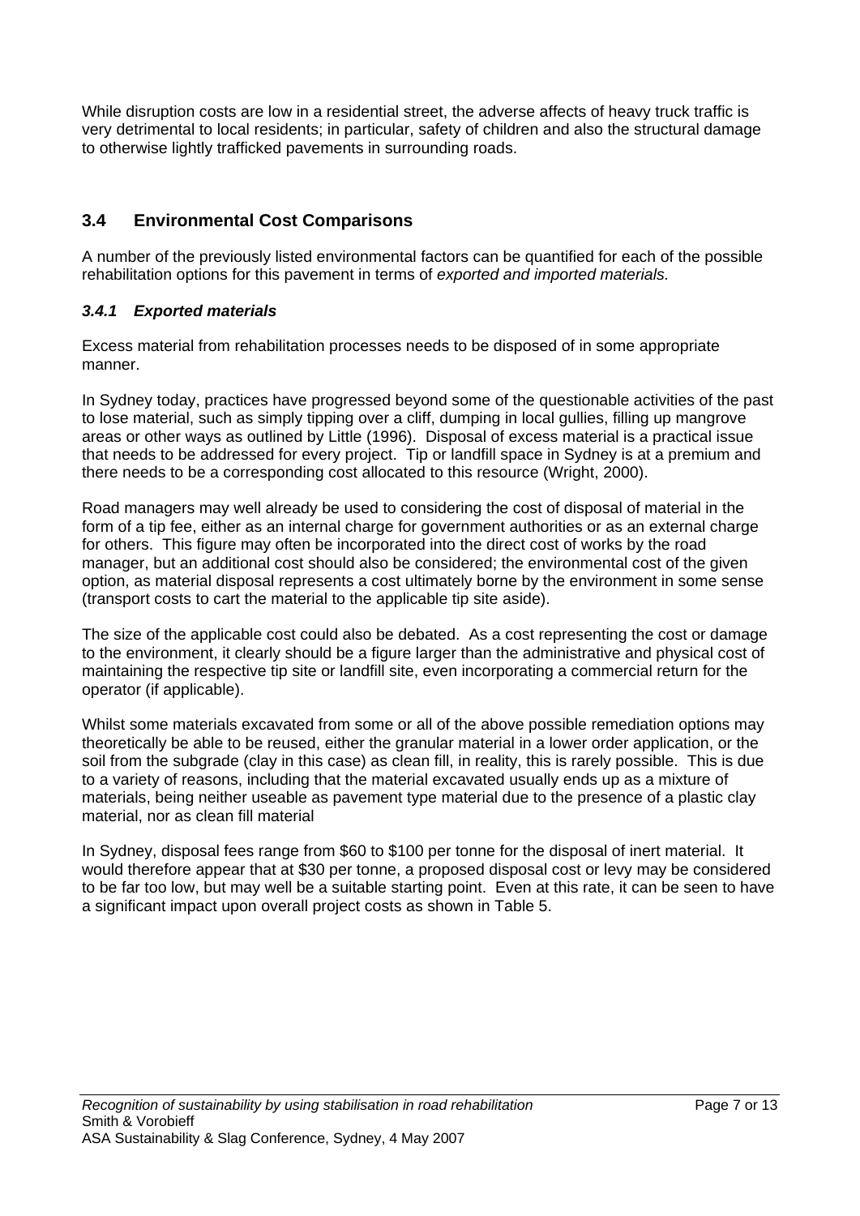While disruption costs are low in a residential street, the adverse affects of heavy truck traffic is very detrimental to local residents; in particular, safety of children and also the structural damage to otherwise lightly trafficked pavements in surrounding roads.

## 3.4 Environmental Cost Comparisons

A number of the previously listed environmental factors can be quantified for each of the possible rehabilitation options for this pavement in terms of *exported and imported materials.*

### *3.4.1 Exported materials*

Excess material from rehabilitation processes needs to be disposed of in some appropriate manner.

In Sydney today, practices have progressed beyond some of the questionable activities of the past to lose material, such as simply tipping over a cliff, dumping in local gullies, filling up mangrove areas or other ways as outlined by Little (1996). Disposal of excess material is a practical issue that needs to be addressed for every project. Tip or landfill space in Sydney is at a premium and there needs to be a corresponding cost allocated to this resource (Wright, 2000).

Road managers may well already be used to considering the cost of disposal of material in the form of a tip fee, either as an internal charge for government authorities or as an external charge for others. This figure may often be incorporated into the direct cost of works by the road manager, but an additional cost should also be considered; the environmental cost of the given option, as material disposal represents a cost ultimately borne by the environment in some sense (transport costs to cart the material to the applicable tip site aside).

The size of the applicable cost could also be debated. As a cost representing the cost or damage to the environment, it clearly should be a figure larger than the administrative and physical cost of maintaining the respective tip site or landfill site, even incorporating a commercial return for the operator (if applicable).

Whilst some materials excavated from some or all of the above possible remediation options may theoretically be able to be reused, either the granular material in a lower order application, or the soil from the subgrade (clay in this case) as clean fill, in reality, this is rarely possible. This is due to a variety of reasons, including that the material excavated usually ends up as a mixture of materials, being neither useable as pavement type material due to the presence of a plastic clay material, nor as clean fill material

In Sydney, disposal fees range from $60 to $100 per tonne for the disposal of inert material. It would therefore appear that at $30 per tonne, a proposed disposal cost or levy may be considered to be far too low, but may well be a suitable starting point. Even at this rate, it can be seen to have a significant impact upon overall project costs as shown in Table 5.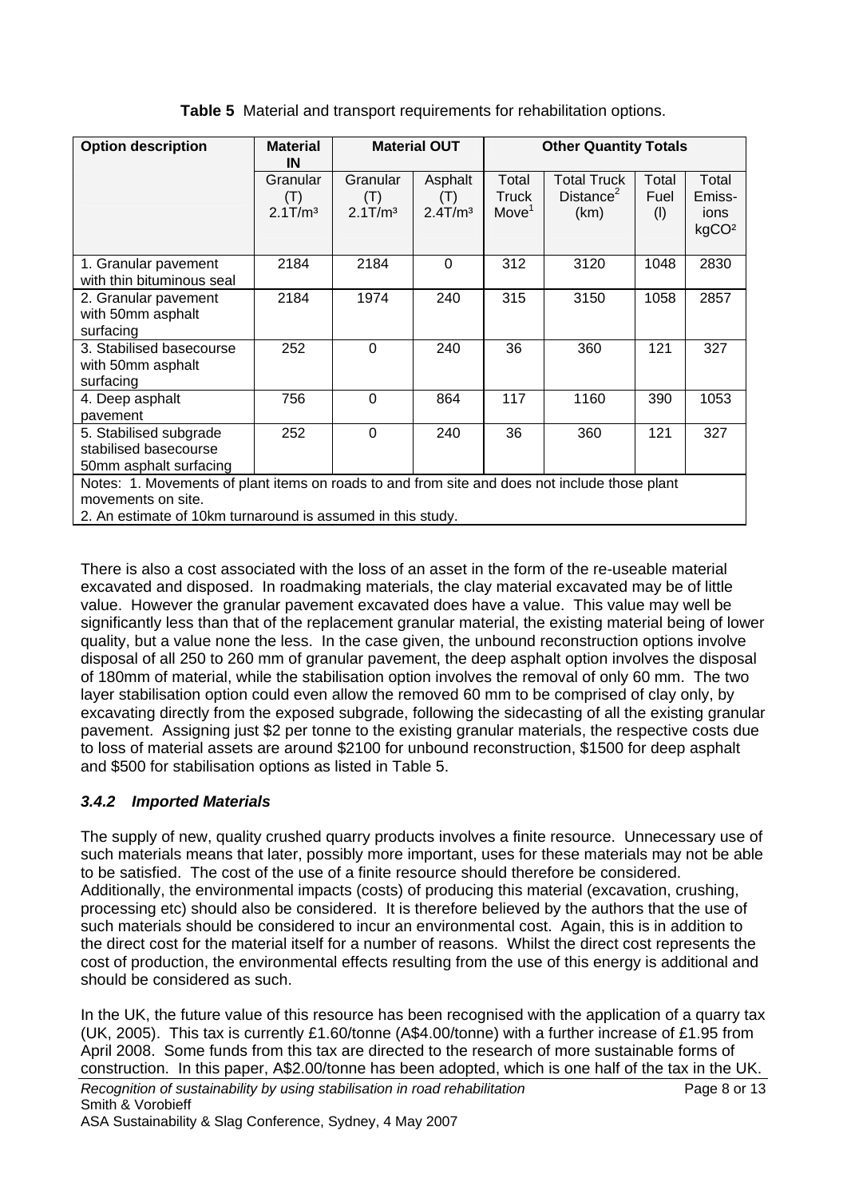**Table 5** Material and transport requirements for rehabilitation options.

| Option description | Material IN | Material OUT | | Other Quantity Totals | | | |
|---|---|---|---|---|---|---|---|
| | Granular (T) 2.1T/m³ | Granular (T) 2.1T/m³ | Asphalt (T) 2.4T/m³ | Total Truck Move[1] | Total Truck Distance[2] (km) | Total Fuel (l) | Total Emiss-ions kgCO² |
| 1. Granular pavement with thin bituminous seal | 2184 | 2184 | 0 | 312 | 3120 | 1048 | 2830 |
| 2. Granular pavement with 50mm asphalt surfacing | 2184 | 1974 | 240 | 315 | 3150 | 1058 | 2857 |
| 3. Stabilised basecourse with 50mm asphalt surfacing | 252 | 0 | 240 | 36 | 360 | 121 | 327 |
| 4. Deep asphalt pavement | 756 | 0 | 864 | 117 | 1160 | 390 | 1053 |
| 5. Stabilised subgrade stabilised basecourse 50mm asphalt surfacing | 252 | 0 | 240 | 36 | 360 | 121 | 327 |

Notes: 1. Movements of plant items on roads to and from site and does not include those plant movements on site.
2. An estimate of 10km turnaround is assumed in this study.

There is also a cost associated with the loss of an asset in the form of the re-useable material excavated and disposed. In roadmaking materials, the clay material excavated may be of little value. However the granular pavement excavated does have a value. This value may well be significantly less than that of the replacement granular material, the existing material being of lower quality, but a value none the less. In the case given, the unbound reconstruction options involve disposal of all 250 to 260 mm of granular pavement, the deep asphalt option involves the disposal of 180mm of material, while the stabilisation option involves the removal of only 60 mm. The two layer stabilisation option could even allow the removed 60 mm to be comprised of clay only, by excavating directly from the exposed subgrade, following the sidecasting of all the existing granular pavement. Assigning just $2 per tonne to the existing granular materials, the respective costs due to loss of material assets are around $2100 for unbound reconstruction, $1500 for deep asphalt and $500 for stabilisation options as listed in Table 5.

### *3.4.2 Imported Materials*

The supply of new, quality crushed quarry products involves a finite resource. Unnecessary use of such materials means that later, possibly more important, uses for these materials may not be able to be satisfied. The cost of the use of a finite resource should therefore be considered. Additionally, the environmental impacts (costs) of producing this material (excavation, crushing, processing etc) should also be considered. It is therefore believed by the authors that the use of such materials should be considered to incur an environmental cost. Again, this is in addition to the direct cost for the material itself for a number of reasons. Whilst the direct cost represents the cost of production, the environmental effects resulting from the use of this energy is additional and should be considered as such.

In the UK, the future value of this resource has been recognised with the application of a quarry tax (UK, 2005). This tax is currently £1.60/tonne (A$4.00/tonne) with a further increase of £1.95 from April 2008. Some funds from this tax are directed to the research of more sustainable forms of construction. In this paper, A$2.00/tonne has been adopted, which is one half of the tax in the UK.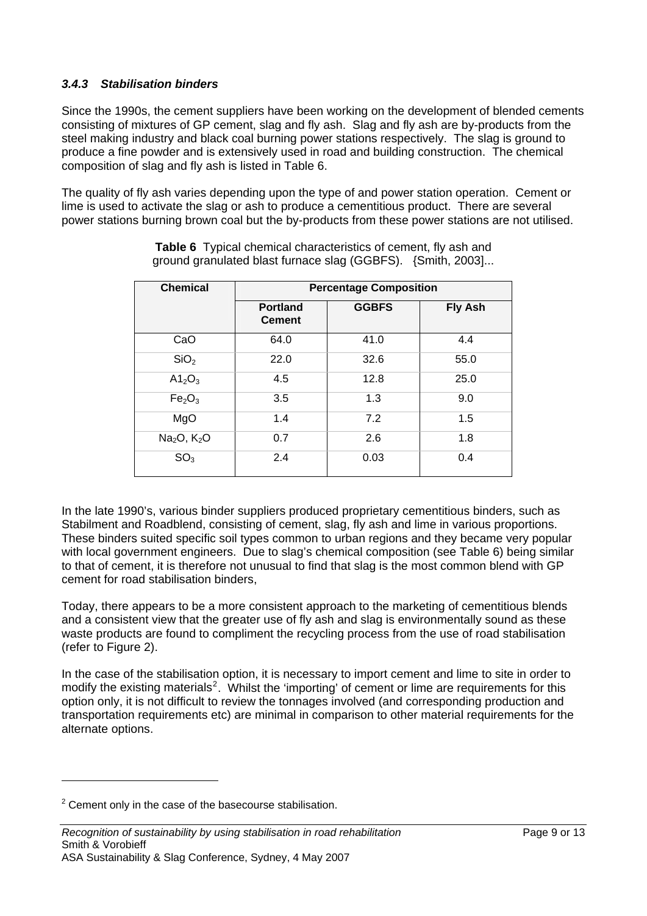### *3.4.3 Stabilisation binders*

Since the 1990s, the cement suppliers have been working on the development of blended cements consisting of mixtures of GP cement, slag and fly ash. Slag and fly ash are by-products from the steel making industry and black coal burning power stations respectively. The slag is ground to produce a fine powder and is extensively used in road and building construction. The chemical composition of slag and fly ash is listed in Table 6.

The quality of fly ash varies depending upon the type of and power station operation. Cement or lime is used to activate the slag or ash to produce a cementitious product. There are several power stations burning brown coal but the by-products from these power stations are not utilised.

**Table 6** Typical chemical characteristics of cement, fly ash and ground granulated blast furnace slag (GGBFS). {Smith, 2003]...

| Chemical | Percentage Composition | | |
|---|---|---|---|
| | **Portland Cement** | **GGBFS** | **Fly Ash** |
| CaO | 64.0 | 41.0 | 4.4 |
| $SiO_2$ | 22.0 | 32.6 | 55.0 |
| $A1_2O_3$ | 4.5 | 12.8 | 25.0 |
| $Fe_2O_3$ | 3.5 | 1.3 | 9.0 |
| MgO | 1.4 | 7.2 | 1.5 |
| $Na_2O$, $K_2O$ | 0.7 | 2.6 | 1.8 |
| $SO_3$ | 2.4 | 0.03 | 0.4 |

In the late 1990's, various binder suppliers produced proprietary cementitious binders, such as Stabilment and Roadblend, consisting of cement, slag, fly ash and lime in various proportions. These binders suited specific soil types common to urban regions and they became very popular with local government engineers. Due to slag's chemical composition (see Table 6) being similar to that of cement, it is therefore not unusual to find that slag is the most common blend with GP cement for road stabilisation binders,

Today, there appears to be a more consistent approach to the marketing of cementitious blends and a consistent view that the greater use of fly ash and slag is environmentally sound as these waste products are found to compliment the recycling process from the use of road stabilisation (refer to Figure 2).

In the case of the stabilisation option, it is necessary to import cement and lime to site in order to modify the existing materials[2]. Whilst the 'importing' of cement or lime are requirements for this option only, it is not difficult to review the tonnages involved (and corresponding production and transportation requirements etc) are minimal in comparison to other material requirements for the alternate options.

---

[2] Cement only in the case of the basecourse stabilisation.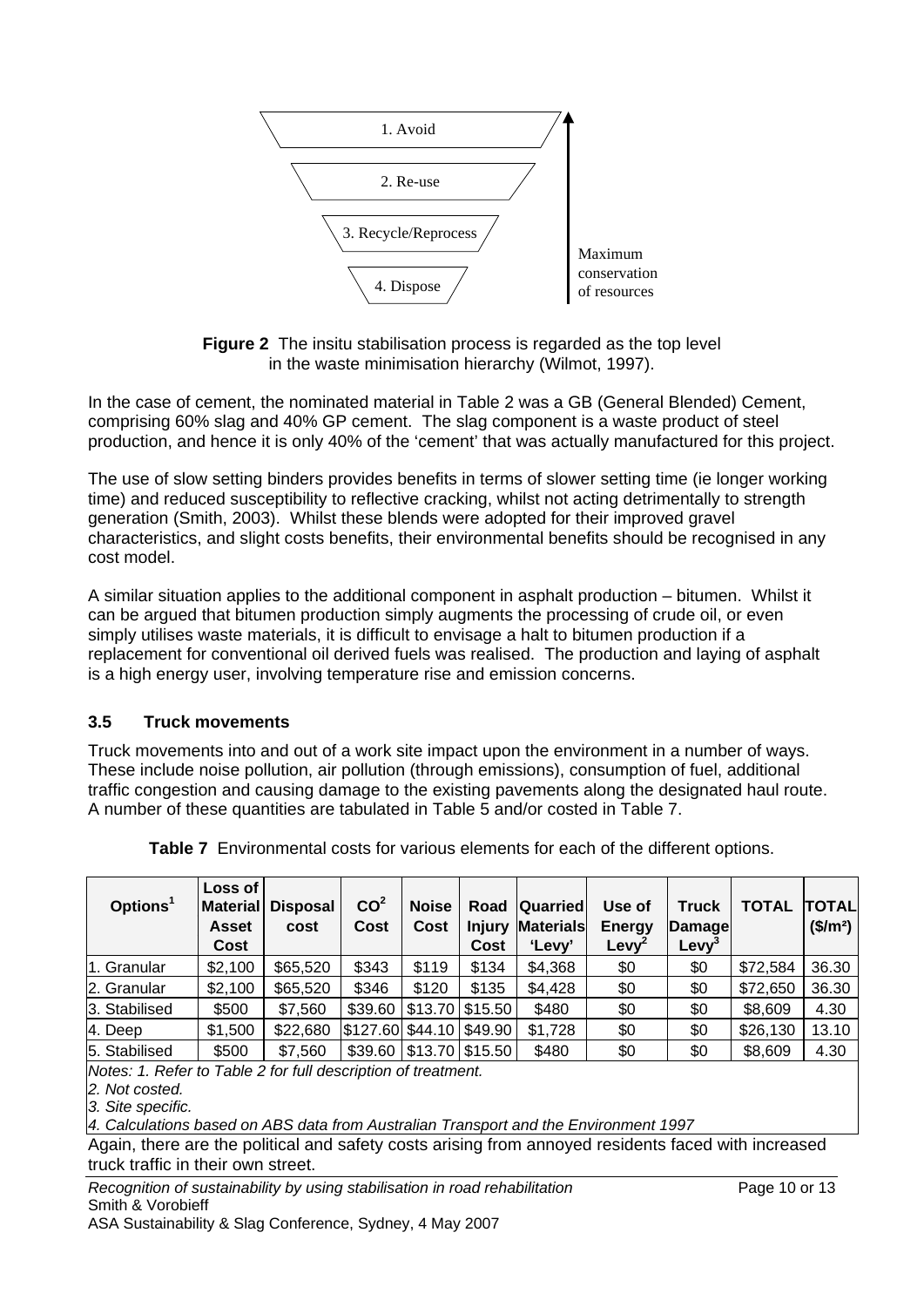1. Avoid

2. Re-use

3. Recycle/Reprocess

4. Dispose

Maximum conservation of resources

**Figure 2** The insitu stabilisation process is regarded as the top level in the waste minimisation hierarchy (Wilmot, 1997).

In the case of cement, the nominated material in Table 2 was a GB (General Blended) Cement, comprising 60% slag and 40% GP cement. The slag component is a waste product of steel production, and hence it is only 40% of the 'cement' that was actually manufactured for this project.

The use of slow setting binders provides benefits in terms of slower setting time (ie longer working time) and reduced susceptibility to reflective cracking, whilst not acting detrimentally to strength generation (Smith, 2003). Whilst these blends were adopted for their improved gravel characteristics, and slight costs benefits, their environmental benefits should be recognised in any cost model.

A similar situation applies to the additional component in asphalt production – bitumen. Whilst it can be argued that bitumen production simply augments the processing of crude oil, or even simply utilises waste materials, it is difficult to envisage a halt to bitumen production if a replacement for conventional oil derived fuels was realised. The production and laying of asphalt is a high energy user, involving temperature rise and emission concerns.

### 3.5 Truck movements

Truck movements into and out of a work site impact upon the environment in a number of ways. These include noise pollution, air pollution (through emissions), consumption of fuel, additional traffic congestion and causing damage to the existing pavements along the designated haul route. A number of these quantities are tabulated in Table 5 and/or costed in Table 7.

**Table 7** Environmental costs for various elements for each of the different options.

| Options[1] | Loss of Material Asset Cost | Disposal cost | CO[2] Cost | Noise Cost | Road Injury Cost | Quarried Materials 'Levy' | Use of Energy Levy[2] | Truck Damage Levy[3] | TOTAL | TOTAL ($/m²) |
|---|---|---|---|---|---|---|---|---|---|---|
| 1. Granular | $2,100 | $65,520 | $343 | $119 | $134 | $4,368 | $0 | $0 | $72,584 | 36.30 |
| 2. Granular | $2,100 | $65,520 | $346 | $120 | $135 | $4,428 | $0 | $0 | $72,650 | 36.30 |
| 3. Stabilised | $500 | $7,560 | $39.60 | $13.70 | $15.50 | $480 | $0 | $0 | $8,609 | 4.30 |
| 4. Deep | $1,500 | $22,680 | $127.60 | $44.10 | $49.90 | $1,728 | $0 | $0 | $26,130 | 13.10 |
| 5. Stabilised | $500 | $7,560 | $39.60 | $13.70 | $15.50 | $480 | $0 | $0 | $8,609 | 4.30 |

*Notes: 1. Refer to Table 2 for full description of treatment.*
*2. Not costed.*
*3. Site specific.*
*4. Calculations based on ABS data from Australian Transport and the Environment 1997*

Again, there are the political and safety costs arising from annoyed residents faced with increased truck traffic in their own street.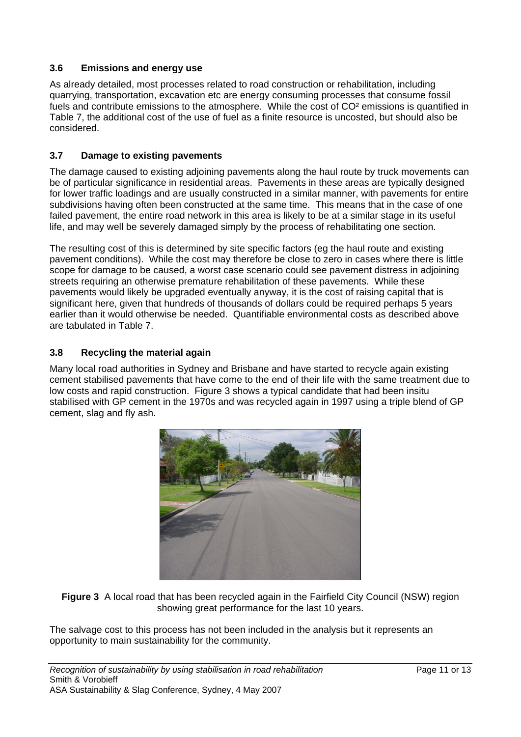### 3.6 Emissions and energy use

As already detailed, most processes related to road construction or rehabilitation, including quarrying, transportation, excavation etc are energy consuming processes that consume fossil fuels and contribute emissions to the atmosphere. While the cost of $CO^2$ emissions is quantified in Table 7, the additional cost of the use of fuel as a finite resource is uncosted, but should also be considered.

### 3.7 Damage to existing pavements

The damage caused to existing adjoining pavements along the haul route by truck movements can be of particular significance in residential areas. Pavements in these areas are typically designed for lower traffic loadings and are usually constructed in a similar manner, with pavements for entire subdivisions having often been constructed at the same time. This means that in the case of one failed pavement, the entire road network in this area is likely to be at a similar stage in its useful life, and may well be severely damaged simply by the process of rehabilitating one section.

The resulting cost of this is determined by site specific factors (eg the haul route and existing pavement conditions). While the cost may therefore be close to zero in cases where there is little scope for damage to be caused, a worst case scenario could see pavement distress in adjoining streets requiring an otherwise premature rehabilitation of these pavements. While these pavements would likely be upgraded eventually anyway, it is the cost of raising capital that is significant here, given that hundreds of thousands of dollars could be required perhaps 5 years earlier than it would otherwise be needed. Quantifiable environmental costs as described above are tabulated in Table 7.

### 3.8 Recycling the material again

Many local road authorities in Sydney and Brisbane and have started to recycle again existing cement stabilised pavements that have come to the end of their life with the same treatment due to low costs and rapid construction. Figure 3 shows a typical candidate that had been insitu stabilised with GP cement in the 1970s and was recycled again in 1997 using a triple blend of GP cement, slag and fly ash.

**Figure 3** A local road that has been recycled again in the Fairfield City Council (NSW) region showing great performance for the last 10 years.

The salvage cost to this process has not been included in the analysis but it represents an opportunity to main sustainability for the community.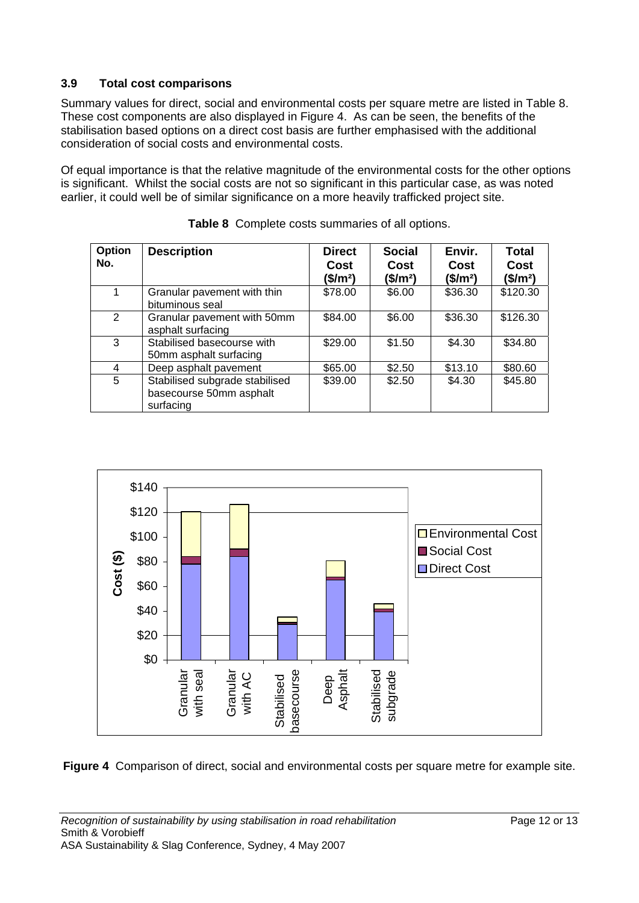### 3.9 Total cost comparisons

Summary values for direct, social and environmental costs per square metre are listed in Table 8. These cost components are also displayed in Figure 4. As can be seen, the benefits of the stabilisation based options on a direct cost basis are further emphasised with the additional consideration of social costs and environmental costs.

Of equal importance is that the relative magnitude of the environmental costs for the other options is significant. Whilst the social costs are not so significant in this particular case, as was noted earlier, it could well be of similar significance on a more heavily trafficked project site.

**Table 8** Complete costs summaries of all options.

| Option No. | Description | Direct Cost ($/m²) | Social Cost ($/m²) | Envir. Cost ($/m²) | Total Cost ($/m²) |
|---|---|---|---|---|---|
| 1 | Granular pavement with thin bituminous seal | $78.00 | $6.00 | $36.30 | $120.30 |
| 2 | Granular pavement with 50mm asphalt surfacing | $84.00 | $6.00 | $36.30 | $126.30 |
| 3 | Stabilised basecourse with 50mm asphalt surfacing | $29.00 | $1.50 | $4.30 | $34.80 |
| 4 | Deep asphalt pavement | $65.00 | $2.50 | $13.10 | $80.60 |
| 5 | Stabilised subgrade stabilised basecourse 50mm asphalt surfacing | $39.00 | $2.50 | $4.30 | $45.80 |

**Figure 4** Comparison of direct, social and environmental costs per square metre for example site.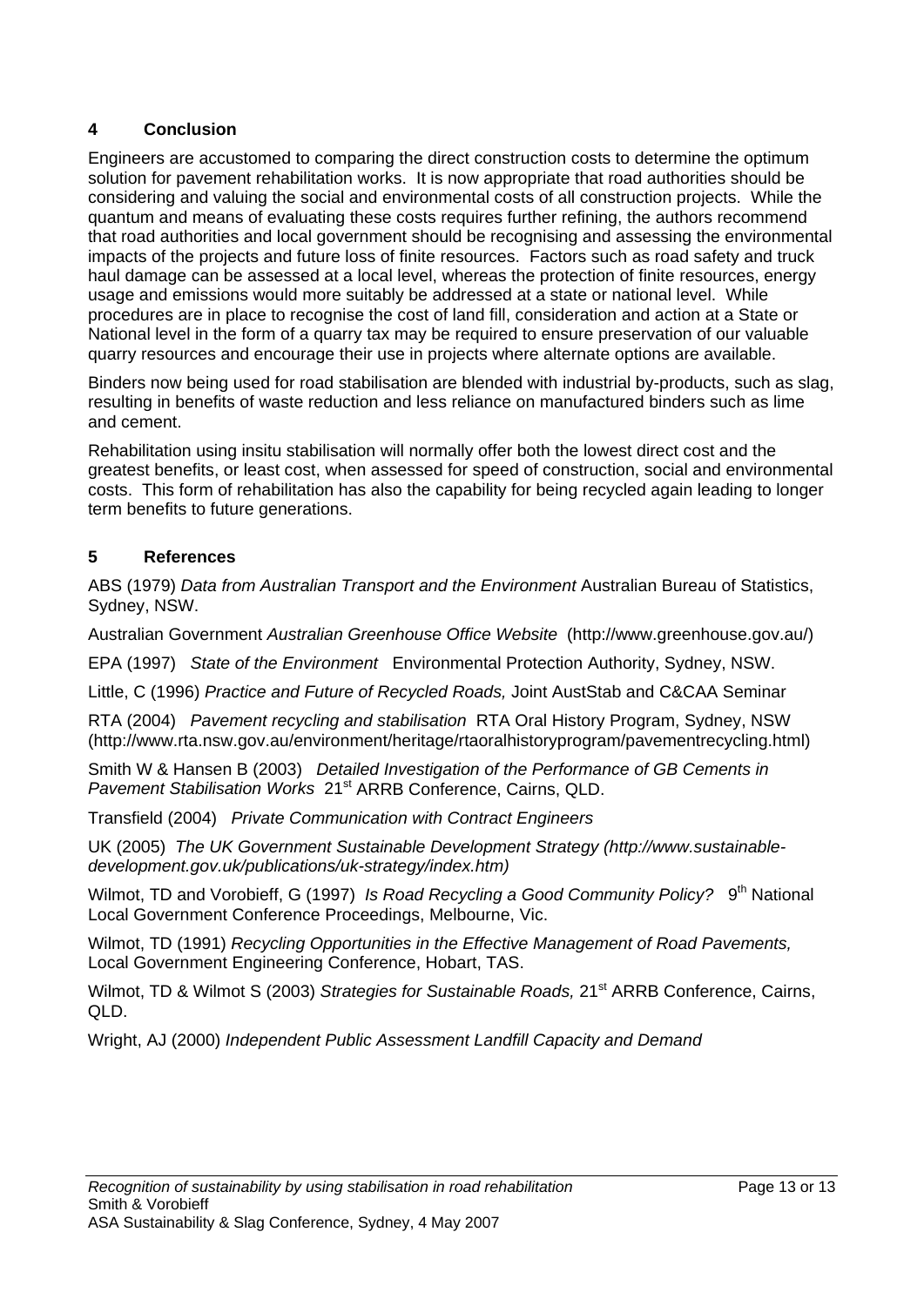## 4 Conclusion

Engineers are accustomed to comparing the direct construction costs to determine the optimum solution for pavement rehabilitation works. It is now appropriate that road authorities should be considering and valuing the social and environmental costs of all construction projects. While the quantum and means of evaluating these costs requires further refining, the authors recommend that road authorities and local government should be recognising and assessing the environmental impacts of the projects and future loss of finite resources. Factors such as road safety and truck haul damage can be assessed at a local level, whereas the protection of finite resources, energy usage and emissions would more suitably be addressed at a state or national level. While procedures are in place to recognise the cost of land fill, consideration and action at a State or National level in the form of a quarry tax may be required to ensure preservation of our valuable quarry resources and encourage their use in projects where alternate options are available.

Binders now being used for road stabilisation are blended with industrial by-products, such as slag, resulting in benefits of waste reduction and less reliance on manufactured binders such as lime and cement.

Rehabilitation using insitu stabilisation will normally offer both the lowest direct cost and the greatest benefits, or least cost, when assessed for speed of construction, social and environmental costs. This form of rehabilitation has also the capability for being recycled again leading to longer term benefits to future generations.

## 5 References

ABS (1979) *Data from Australian Transport and the Environment* Australian Bureau of Statistics, Sydney, NSW.

Australian Government *Australian Greenhouse Office Website* (http://www.greenhouse.gov.au/)

EPA (1997) *State of the Environment* Environmental Protection Authority, Sydney, NSW.

Little, C (1996) *Practice and Future of Recycled Roads,* Joint AustStab and C&CAA Seminar

RTA (2004) *Pavement recycling and stabilisation* RTA Oral History Program, Sydney, NSW (http://www.rta.nsw.gov.au/environment/heritage/rtaoralhistoryprogram/pavementrecycling.html)

Smith W & Hansen B (2003) *Detailed Investigation of the Performance of GB Cements in Pavement Stabilisation Works* 21st ARRB Conference, Cairns, QLD.

Transfield (2004) *Private Communication with Contract Engineers*

UK (2005) *The UK Government Sustainable Development Strategy (http://www.sustainable-development.gov.uk/publications/uk-strategy/index.htm)*

Wilmot, TD and Vorobieff, G (1997) *Is Road Recycling a Good Community Policy?* 9th National Local Government Conference Proceedings, Melbourne, Vic.

Wilmot, TD (1991) *Recycling Opportunities in the Effective Management of Road Pavements,* Local Government Engineering Conference, Hobart, TAS.

Wilmot, TD & Wilmot S (2003) *Strategies for Sustainable Roads,* 21st ARRB Conference, Cairns, QLD.

Wright, AJ (2000) *Independent Public Assessment Landfill Capacity and Demand*